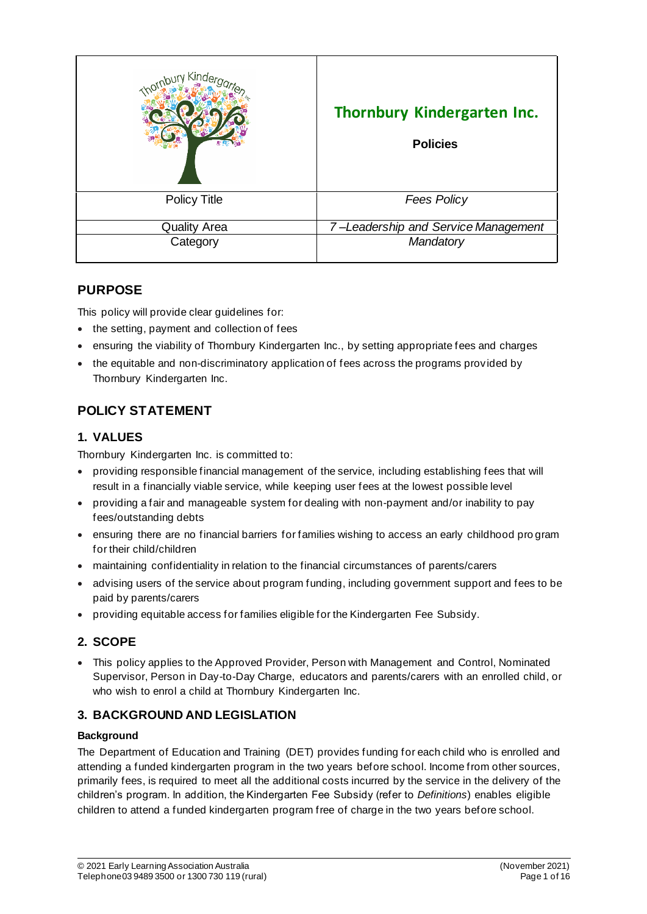| | Thornbury Kindergarten Inc. **Policies** |
|---|---|
| Policy Title | *Fees Policy* |
| Quality Area | *7 –Leadership and Service Management* |
| Category | *Mandatory* |

## PURPOSE

This policy will provide clear guidelines for:

- the setting, payment and collection of fees
- ensuring the viability of Thornbury Kindergarten Inc., by setting appropriate fees and charges
- the equitable and non-discriminatory application of fees across the programs provided by Thornbury Kindergarten Inc.

## POLICY STATEMENT

### 1. VALUES

Thornbury Kindergarten Inc. is committed to:

- providing responsible financial management of the service, including establishing fees that will result in a financially viable service, while keeping user fees at the lowest possible level
- providing a fair and manageable system for dealing with non-payment and/or inability to pay fees/outstanding debts
- ensuring there are no financial barriers for families wishing to access an early childhood program for their child/children
- maintaining confidentiality in relation to the financial circumstances of parents/carers
- advising users of the service about program funding, including government support and fees to be paid by parents/carers
- providing equitable access for families eligible for the Kindergarten Fee Subsidy.

### 2. SCOPE

- This policy applies to the Approved Provider, Person with Management and Control, Nominated Supervisor, Person in Day-to-Day Charge, educators and parents/carers with an enrolled child, or who wish to enrol a child at Thornbury Kindergarten Inc.

### 3. BACKGROUND AND LEGISLATION

**Background**

The Department of Education and Training (DET) provides funding for each child who is enrolled and attending a funded kindergarten program in the two years before school. Income from other sources, primarily fees, is required to meet all the additional costs incurred by the service in the delivery of the children's program. In addition, the Kindergarten Fee Subsidy (refer to *Definitions*) enables eligible children to attend a funded kindergarten program free of charge in the two years before school.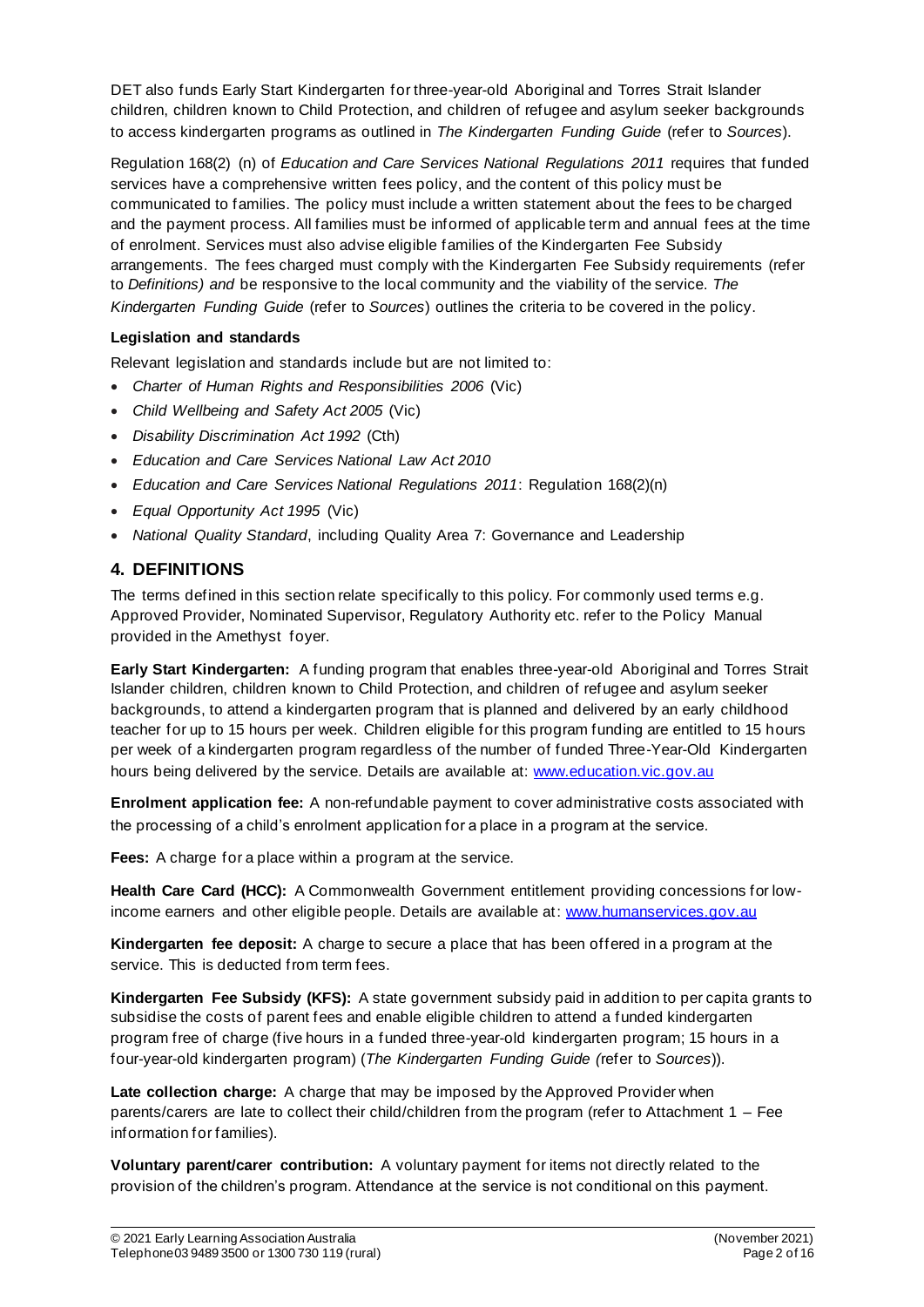DET also funds Early Start Kindergarten for three-year-old Aboriginal and Torres Strait Islander children, children known to Child Protection, and children of refugee and asylum seeker backgrounds to access kindergarten programs as outlined in *The Kindergarten Funding Guide* (refer to *Sources*).

Regulation 168(2) (n) of *Education and Care Services National Regulations 2011* requires that funded services have a comprehensive written fees policy, and the content of this policy must be communicated to families. The policy must include a written statement about the fees to be charged and the payment process. All families must be informed of applicable term and annual fees at the time of enrolment. Services must also advise eligible families of the Kindergarten Fee Subsidy arrangements. The fees charged must comply with the Kindergarten Fee Subsidy requirements (refer to *Definitions) and* be responsive to the local community and the viability of the service. *The Kindergarten Funding Guide* (refer to *Sources*) outlines the criteria to be covered in the policy.

**Legislation and standards**

Relevant legislation and standards include but are not limited to:

- *Charter of Human Rights and Responsibilities 2006* (Vic)
- *Child Wellbeing and Safety Act 2005* (Vic)
- *Disability Discrimination Act 1992* (Cth)
- *Education and Care Services National Law Act 2010*
- *Education and Care Services National Regulations 2011*: Regulation 168(2)(n)
- *Equal Opportunity Act 1995* (Vic)
- *National Quality Standard*, including Quality Area 7: Governance and Leadership

## 4. DEFINITIONS

The terms defined in this section relate specifically to this policy. For commonly used terms e.g. Approved Provider, Nominated Supervisor, Regulatory Authority etc. refer to the Policy Manual provided in the Amethyst foyer.

**Early Start Kindergarten:** A funding program that enables three-year-old Aboriginal and Torres Strait Islander children, children known to Child Protection, and children of refugee and asylum seeker backgrounds, to attend a kindergarten program that is planned and delivered by an early childhood teacher for up to 15 hours per week. Children eligible for this program funding are entitled to 15 hours per week of a kindergarten program regardless of the number of funded Three-Year-Old Kindergarten hours being delivered by the service. Details are available at: www.education.vic.gov.au

**Enrolment application fee:** A non-refundable payment to cover administrative costs associated with the processing of a child's enrolment application for a place in a program at the service.

**Fees:** A charge for a place within a program at the service.

**Health Care Card (HCC):** A Commonwealth Government entitlement providing concessions for low-income earners and other eligible people. Details are available at: www.humanservices.gov.au

**Kindergarten fee deposit:** A charge to secure a place that has been offered in a program at the service. This is deducted from term fees.

**Kindergarten Fee Subsidy (KFS):** A state government subsidy paid in addition to per capita grants to subsidise the costs of parent fees and enable eligible children to attend a funded kindergarten program free of charge (five hours in a funded three-year-old kindergarten program; 15 hours in a four-year-old kindergarten program) (*The Kindergarten Funding Guide (*refer to *Sources*)).

**Late collection charge:** A charge that may be imposed by the Approved Provider when parents/carers are late to collect their child/children from the program (refer to Attachment 1 – Fee information for families).

**Voluntary parent/carer contribution:** A voluntary payment for items not directly related to the provision of the children's program. Attendance at the service is not conditional on this payment.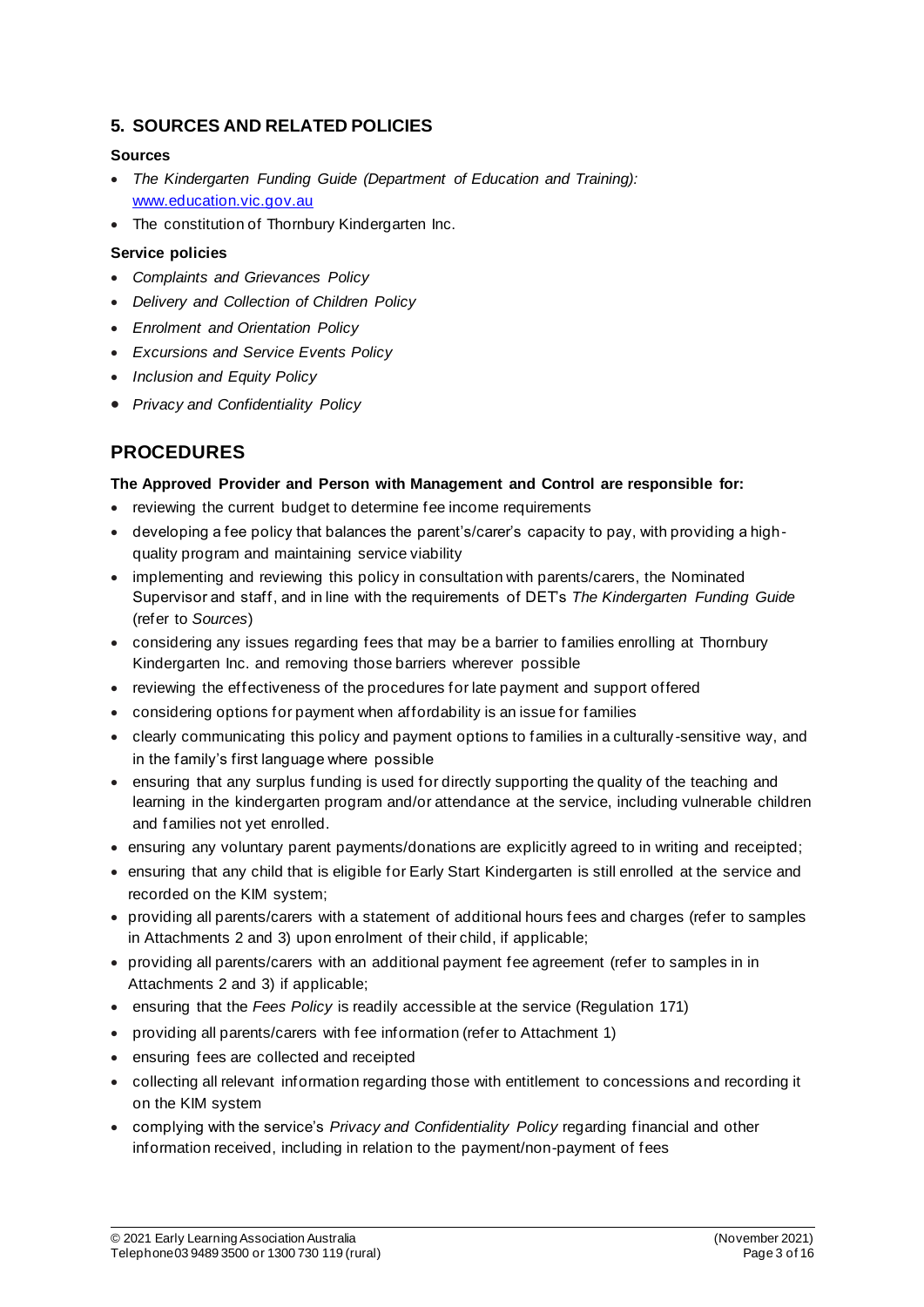## 5. SOURCES AND RELATED POLICIES

**Sources**

- *The Kindergarten Funding Guide (Department of Education and Training):* [www.education.vic.gov.au](http://www.education.vic.gov.au)
- The constitution of Thornbury Kindergarten Inc.

**Service policies**

- *Complaints and Grievances Policy*
- *Delivery and Collection of Children Policy*
- *Enrolment and Orientation Policy*
- *Excursions and Service Events Policy*
- *Inclusion and Equity Policy*
- *Privacy and Confidentiality Policy*

# PROCEDURES

**The Approved Provider and Person with Management and Control are responsible for:**

- reviewing the current budget to determine fee income requirements
- developing a fee policy that balances the parent's/carer's capacity to pay, with providing a high-quality program and maintaining service viability
- implementing and reviewing this policy in consultation with parents/carers, the Nominated Supervisor and staff, and in line with the requirements of DET's *The Kindergarten Funding Guide* (refer to *Sources*)
- considering any issues regarding fees that may be a barrier to families enrolling at Thornbury Kindergarten Inc. and removing those barriers wherever possible
- reviewing the effectiveness of the procedures for late payment and support offered
- considering options for payment when affordability is an issue for families
- clearly communicating this policy and payment options to families in a culturally-sensitive way, and in the family's first language where possible
- ensuring that any surplus funding is used for directly supporting the quality of the teaching and learning in the kindergarten program and/or attendance at the service, including vulnerable children and families not yet enrolled.
- ensuring any voluntary parent payments/donations are explicitly agreed to in writing and receipted;
- ensuring that any child that is eligible for Early Start Kindergarten is still enrolled at the service and recorded on the KIM system;
- providing all parents/carers with a statement of additional hours fees and charges (refer to samples in Attachments 2 and 3) upon enrolment of their child, if applicable;
- providing all parents/carers with an additional payment fee agreement (refer to samples in in Attachments 2 and 3) if applicable;
- ensuring that the *Fees Policy* is readily accessible at the service (Regulation 171)
- providing all parents/carers with fee information (refer to Attachment 1)
- ensuring fees are collected and receipted
- collecting all relevant information regarding those with entitlement to concessions and recording it on the KIM system
- complying with the service's *Privacy and Confidentiality Policy* regarding financial and other information received, including in relation to the payment/non-payment of fees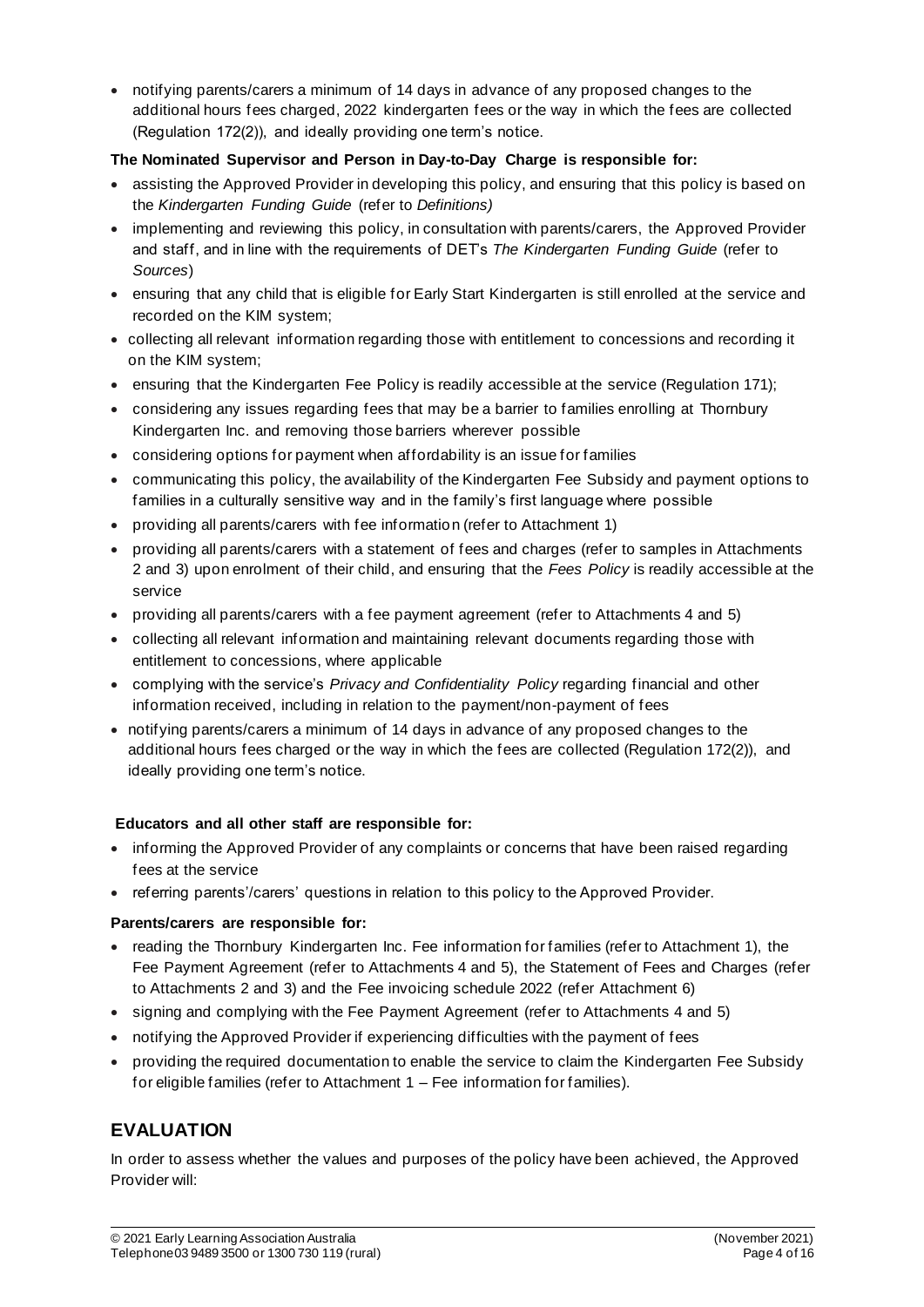- notifying parents/carers a minimum of 14 days in advance of any proposed changes to the additional hours fees charged, 2022 kindergarten fees or the way in which the fees are collected (Regulation 172(2)), and ideally providing one term's notice.

**The Nominated Supervisor and Person in Day-to-Day Charge is responsible for:**

- assisting the Approved Provider in developing this policy, and ensuring that this policy is based on the *Kindergarten Funding Guide* (refer to *Definitions)*
- implementing and reviewing this policy, in consultation with parents/carers, the Approved Provider and staff, and in line with the requirements of DET's *The Kindergarten Funding Guide* (refer to *Sources*)
- ensuring that any child that is eligible for Early Start Kindergarten is still enrolled at the service and recorded on the KIM system;
- collecting all relevant information regarding those with entitlement to concessions and recording it on the KIM system;
- ensuring that the Kindergarten Fee Policy is readily accessible at the service (Regulation 171);
- considering any issues regarding fees that may be a barrier to families enrolling at Thornbury Kindergarten Inc. and removing those barriers wherever possible
- considering options for payment when affordability is an issue for families
- communicating this policy, the availability of the Kindergarten Fee Subsidy and payment options to families in a culturally sensitive way and in the family's first language where possible
- providing all parents/carers with fee information (refer to Attachment 1)
- providing all parents/carers with a statement of fees and charges (refer to samples in Attachments 2 and 3) upon enrolment of their child, and ensuring that the *Fees Policy* is readily accessible at the service
- providing all parents/carers with a fee payment agreement (refer to Attachments 4 and 5)
- collecting all relevant information and maintaining relevant documents regarding those with entitlement to concessions, where applicable
- complying with the service's *Privacy and Confidentiality Policy* regarding financial and other information received, including in relation to the payment/non-payment of fees
- notifying parents/carers a minimum of 14 days in advance of any proposed changes to the additional hours fees charged or the way in which the fees are collected (Regulation 172(2)), and ideally providing one term's notice.

**Educators and all other staff are responsible for:**

- informing the Approved Provider of any complaints or concerns that have been raised regarding fees at the service
- referring parents'/carers' questions in relation to this policy to the Approved Provider.

**Parents/carers are responsible for:**

- reading the Thornbury Kindergarten Inc. Fee information for families (refer to Attachment 1), the Fee Payment Agreement (refer to Attachments 4 and 5), the Statement of Fees and Charges (refer to Attachments 2 and 3) and the Fee invoicing schedule 2022 (refer Attachment 6)
- signing and complying with the Fee Payment Agreement (refer to Attachments 4 and 5)
- notifying the Approved Provider if experiencing difficulties with the payment of fees
- providing the required documentation to enable the service to claim the Kindergarten Fee Subsidy for eligible families (refer to Attachment 1 – Fee information for families).

## EVALUATION

In order to assess whether the values and purposes of the policy have been achieved, the Approved Provider will: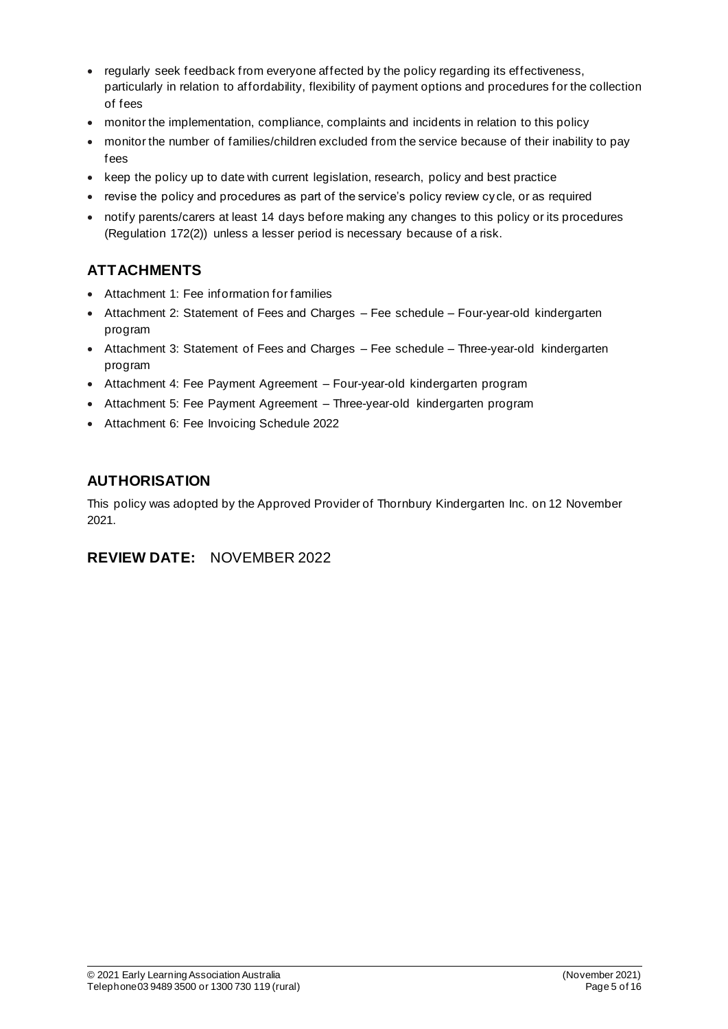- regularly seek feedback from everyone affected by the policy regarding its effectiveness, particularly in relation to affordability, flexibility of payment options and procedures for the collection of fees
- monitor the implementation, compliance, complaints and incidents in relation to this policy
- monitor the number of families/children excluded from the service because of their inability to pay fees
- keep the policy up to date with current legislation, research, policy and best practice
- revise the policy and procedures as part of the service's policy review cycle, or as required
- notify parents/carers at least 14 days before making any changes to this policy or its procedures (Regulation 172(2)) unless a lesser period is necessary because of a risk.

## ATTACHMENTS

- Attachment 1: Fee information for families
- Attachment 2: Statement of Fees and Charges – Fee schedule – Four-year-old kindergarten program
- Attachment 3: Statement of Fees and Charges – Fee schedule – Three-year-old kindergarten program
- Attachment 4: Fee Payment Agreement – Four-year-old kindergarten program
- Attachment 5: Fee Payment Agreement – Three-year-old kindergarten program
- Attachment 6: Fee Invoicing Schedule 2022

## AUTHORISATION

This policy was adopted by the Approved Provider of Thornbury Kindergarten Inc. on 12 November 2021.

## REVIEW DATE: NOVEMBER 2022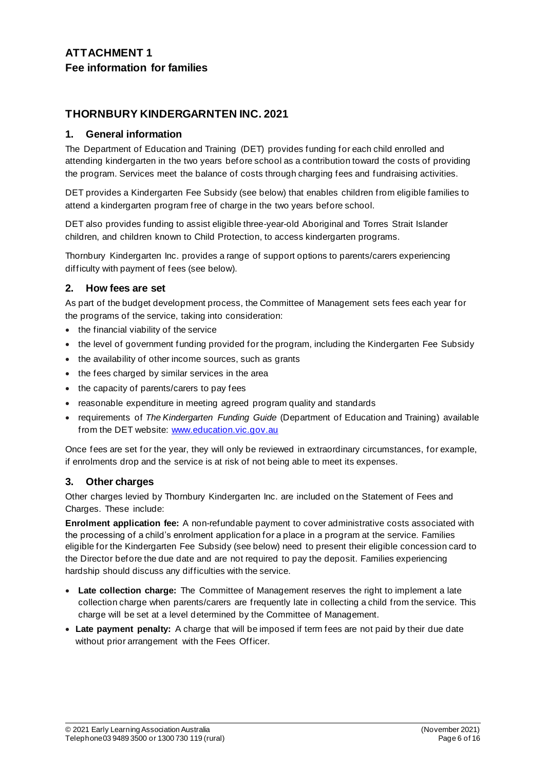## ATTACHMENT 1
## Fee information for families

## THORNBURY KINDERGARNTEN INC. 2021

### 1. General information

The Department of Education and Training (DET) provides funding for each child enrolled and attending kindergarten in the two years before school as a contribution toward the costs of providing the program. Services meet the balance of costs through charging fees and fundraising activities.

DET provides a Kindergarten Fee Subsidy (see below) that enables children from eligible families to attend a kindergarten program free of charge in the two years before school.

DET also provides funding to assist eligible three-year-old Aboriginal and Torres Strait Islander children, and children known to Child Protection, to access kindergarten programs.

Thornbury Kindergarten Inc. provides a range of support options to parents/carers experiencing difficulty with payment of fees (see below).

### 2. How fees are set

As part of the budget development process, the Committee of Management sets fees each year for the programs of the service, taking into consideration:

- the financial viability of the service
- the level of government funding provided for the program, including the Kindergarten Fee Subsidy
- the availability of other income sources, such as grants
- the fees charged by similar services in the area
- the capacity of parents/carers to pay fees
- reasonable expenditure in meeting agreed program quality and standards
- requirements of *The Kindergarten Funding Guide* (Department of Education and Training) available from the DET website: www.education.vic.gov.au

Once fees are set for the year, they will only be reviewed in extraordinary circumstances, for example, if enrolments drop and the service is at risk of not being able to meet its expenses.

### 3. Other charges

Other charges levied by Thornbury Kindergarten Inc. are included on the Statement of Fees and Charges. These include:

**Enrolment application fee:** A non-refundable payment to cover administrative costs associated with the processing of a child's enrolment application for a place in a program at the service. Families eligible for the Kindergarten Fee Subsidy (see below) need to present their eligible concession card to the Director before the due date and are not required to pay the deposit. Families experiencing hardship should discuss any difficulties with the service.

- **Late collection charge:** The Committee of Management reserves the right to implement a late collection charge when parents/carers are frequently late in collecting a child from the service. This charge will be set at a level determined by the Committee of Management.
- **Late payment penalty:** A charge that will be imposed if term fees are not paid by their due date without prior arrangement with the Fees Officer.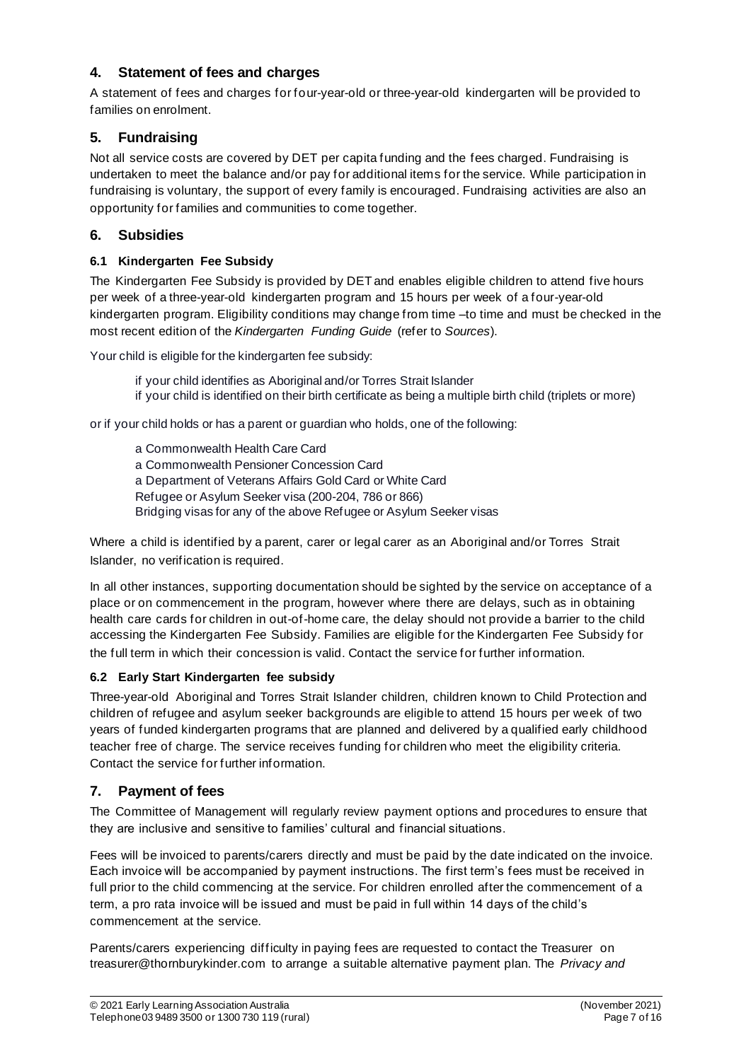## 4. Statement of fees and charges

A statement of fees and charges for four-year-old or three-year-old kindergarten will be provided to families on enrolment.

## 5. Fundraising

Not all service costs are covered by DET per capita funding and the fees charged. Fundraising is undertaken to meet the balance and/or pay for additional items for the service. While participation in fundraising is voluntary, the support of every family is encouraged. Fundraising activities are also an opportunity for families and communities to come together.

## 6. Subsidies

### 6.1 Kindergarten Fee Subsidy

The Kindergarten Fee Subsidy is provided by DET and enables eligible children to attend five hours per week of a three-year-old kindergarten program and 15 hours per week of a four-year-old kindergarten program. Eligibility conditions may change from time –to time and must be checked in the most recent edition of the *Kindergarten Funding Guide* (refer to *Sources*).

Your child is eligible for the kindergarten fee subsidy:

- if your child identifies as Aboriginal and/or Torres Strait Islander
- if your child is identified on their birth certificate as being a multiple birth child (triplets or more)

or if your child holds or has a parent or guardian who holds, one of the following:

- a Commonwealth Health Care Card
- a Commonwealth Pensioner Concession Card
- a Department of Veterans Affairs Gold Card or White Card
- Refugee or Asylum Seeker visa (200-204, 786 or 866)
- Bridging visas for any of the above Refugee or Asylum Seeker visas

Where a child is identified by a parent, carer or legal carer as an Aboriginal and/or Torres Strait Islander, no verification is required.

In all other instances, supporting documentation should be sighted by the service on acceptance of a place or on commencement in the program, however where there are delays, such as in obtaining health care cards for children in out-of-home care, the delay should not provide a barrier to the child accessing the Kindergarten Fee Subsidy. Families are eligible for the Kindergarten Fee Subsidy for the full term in which their concession is valid. Contact the service for further information.

### 6.2 Early Start Kindergarten fee subsidy

Three-year-old Aboriginal and Torres Strait Islander children, children known to Child Protection and children of refugee and asylum seeker backgrounds are eligible to attend 15 hours per week of two years of funded kindergarten programs that are planned and delivered by a qualified early childhood teacher free of charge. The service receives funding for children who meet the eligibility criteria. Contact the service for further information.

## 7. Payment of fees

The Committee of Management will regularly review payment options and procedures to ensure that they are inclusive and sensitive to families' cultural and financial situations.

Fees will be invoiced to parents/carers directly and must be paid by the date indicated on the invoice. Each invoice will be accompanied by payment instructions. The first term's fees must be received in full prior to the child commencing at the service. For children enrolled after the commencement of a term, a pro rata invoice will be issued and must be paid in full within 14 days of the child's commencement at the service.

Parents/carers experiencing difficulty in paying fees are requested to contact the Treasurer on treasurer@thornburykinder.com to arrange a suitable alternative payment plan. The *Privacy and*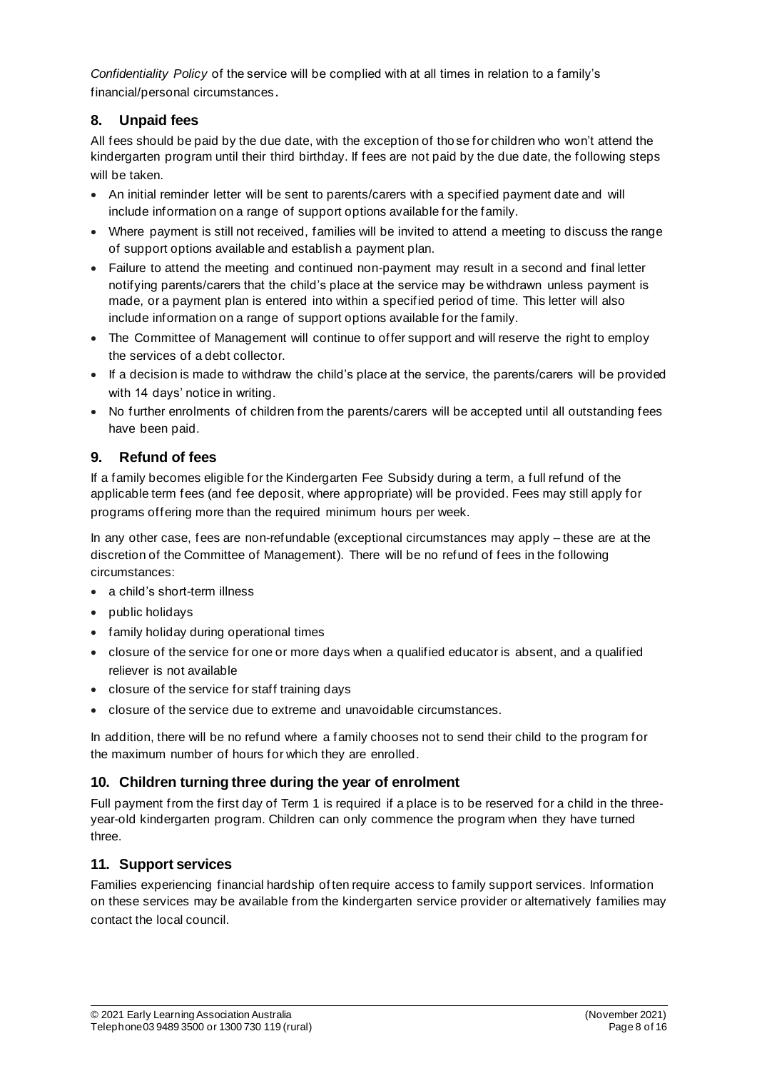*Confidentiality Policy* of the service will be complied with at all times in relation to a family's financial/personal circumstances.

## 8. Unpaid fees

All fees should be paid by the due date, with the exception of those for children who won't attend the kindergarten program until their third birthday. If fees are not paid by the due date, the following steps will be taken.

- An initial reminder letter will be sent to parents/carers with a specified payment date and will include information on a range of support options available for the family.
- Where payment is still not received, families will be invited to attend a meeting to discuss the range of support options available and establish a payment plan.
- Failure to attend the meeting and continued non-payment may result in a second and final letter notifying parents/carers that the child's place at the service may be withdrawn unless payment is made, or a payment plan is entered into within a specified period of time. This letter will also include information on a range of support options available for the family.
- The Committee of Management will continue to offer support and will reserve the right to employ the services of a debt collector.
- If a decision is made to withdraw the child's place at the service, the parents/carers will be provided with 14 days' notice in writing.
- No further enrolments of children from the parents/carers will be accepted until all outstanding fees have been paid.

## 9. Refund of fees

If a family becomes eligible for the Kindergarten Fee Subsidy during a term, a full refund of the applicable term fees (and fee deposit, where appropriate) will be provided. Fees may still apply for programs offering more than the required minimum hours per week.

In any other case, fees are non-refundable (exceptional circumstances may apply – these are at the discretion of the Committee of Management). There will be no refund of fees in the following circumstances:

- a child's short-term illness
- public holidays
- family holiday during operational times
- closure of the service for one or more days when a qualified educator is absent, and a qualified reliever is not available
- closure of the service for staff training days
- closure of the service due to extreme and unavoidable circumstances.

In addition, there will be no refund where a family chooses not to send their child to the program for the maximum number of hours for which they are enrolled.

## 10. Children turning three during the year of enrolment

Full payment from the first day of Term 1 is required if a place is to be reserved for a child in the three-year-old kindergarten program. Children can only commence the program when they have turned three.

## 11. Support services

Families experiencing financial hardship often require access to family support services. Information on these services may be available from the kindergarten service provider or alternatively families may contact the local council.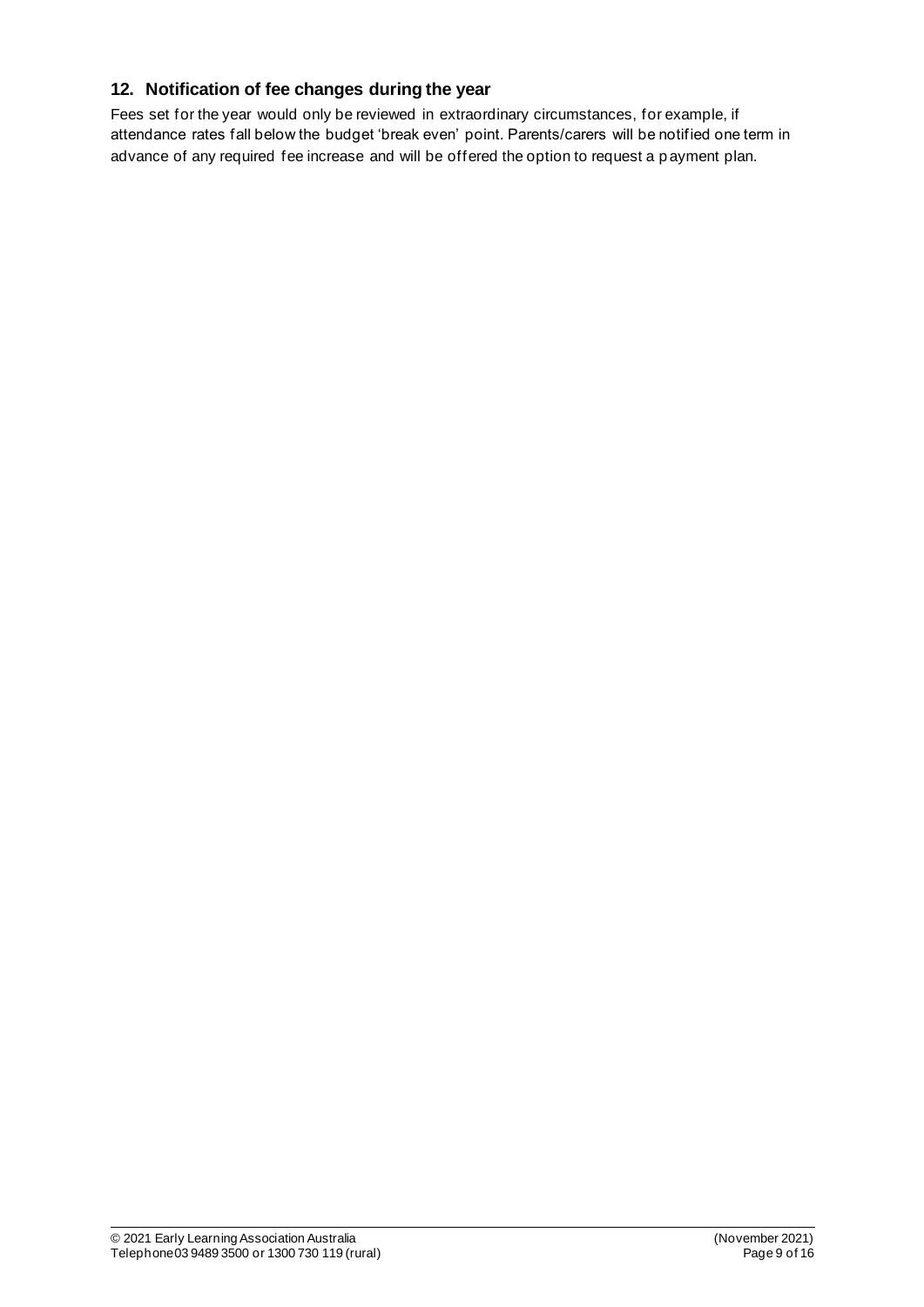## 12. Notification of fee changes during the year

Fees set for the year would only be reviewed in extraordinary circumstances, for example, if attendance rates fall below the budget 'break even' point. Parents/carers will be notified one term in advance of any required fee increase and will be offered the option to request a payment plan.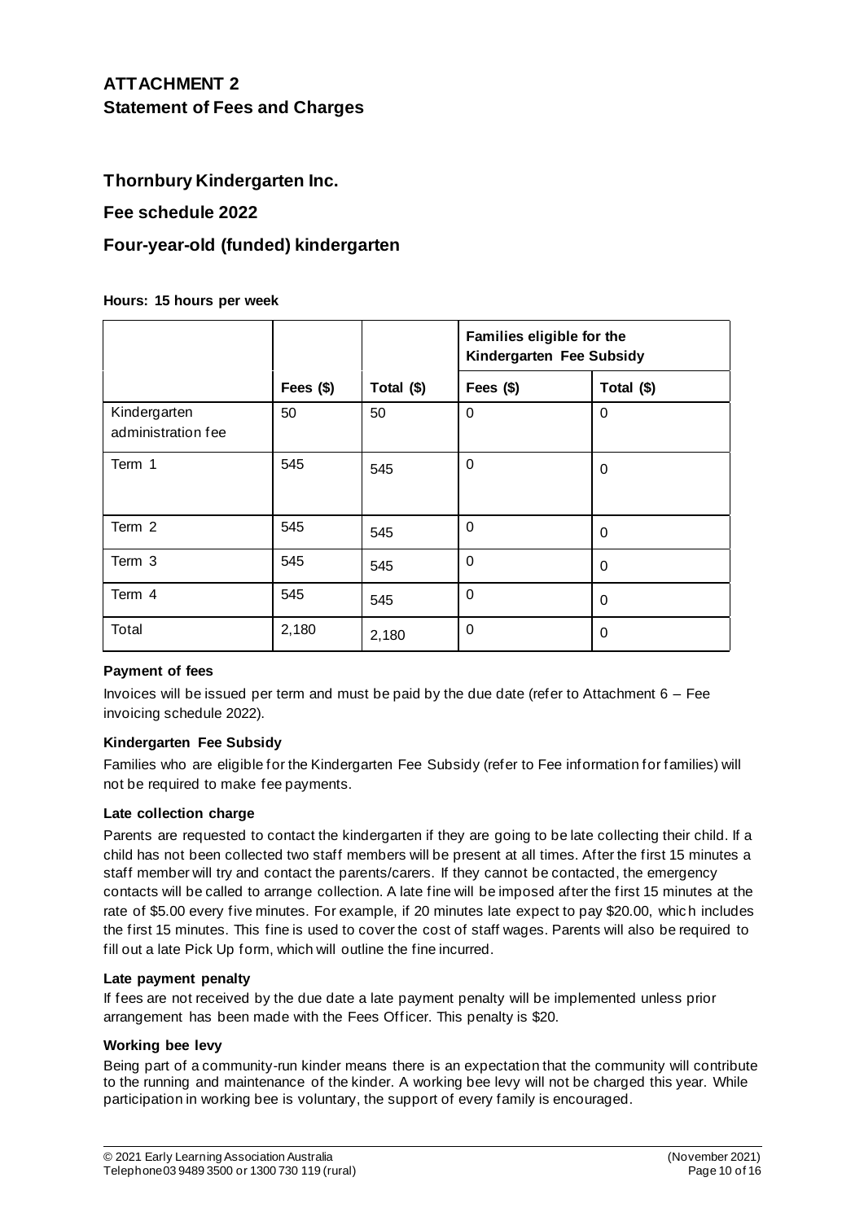## ATTACHMENT 2
## Statement of Fees and Charges

### Thornbury Kindergarten Inc.

### Fee schedule 2022

### Four-year-old (funded) kindergarten

**Hours: 15 hours per week**

| | | | Families eligible for the Kindergarten Fee Subsidy | |
|---|---|---|---|---|
| | **Fees ($)** | **Total ($)** | **Fees ($)** | **Total ($)** |
| Kindergarten administration fee | 50 | 50 | 0 | 0 |
| Term 1 | 545 | 545 | 0 | 0 |
| Term 2 | 545 | 545 | 0 | 0 |
| Term 3 | 545 | 545 | 0 | 0 |
| Term 4 | 545 | 545 | 0 | 0 |
| Total | 2,180 | 2,180 | 0 | 0 |

**Payment of fees**

Invoices will be issued per term and must be paid by the due date (refer to Attachment 6 – Fee invoicing schedule 2022).

**Kindergarten Fee Subsidy**

Families who are eligible for the Kindergarten Fee Subsidy (refer to Fee information for families) will not be required to make fee payments.

**Late collection charge**

Parents are requested to contact the kindergarten if they are going to be late collecting their child. If a child has not been collected two staff members will be present at all times. After the first 15 minutes a staff member will try and contact the parents/carers. If they cannot be contacted, the emergency contacts will be called to arrange collection. A late fine will be imposed after the first 15 minutes at the rate of $5.00 every five minutes. For example, if 20 minutes late expect to pay $20.00, which includes the first 15 minutes. This fine is used to cover the cost of staff wages. Parents will also be required to fill out a late Pick Up form, which will outline the fine incurred.

**Late payment penalty**

If fees are not received by the due date a late payment penalty will be implemented unless prior arrangement has been made with the Fees Officer. This penalty is $20.

**Working bee levy**

Being part of a community-run kinder means there is an expectation that the community will contribute to the running and maintenance of the kinder. A working bee levy will not be charged this year. While participation in working bee is voluntary, the support of every family is encouraged.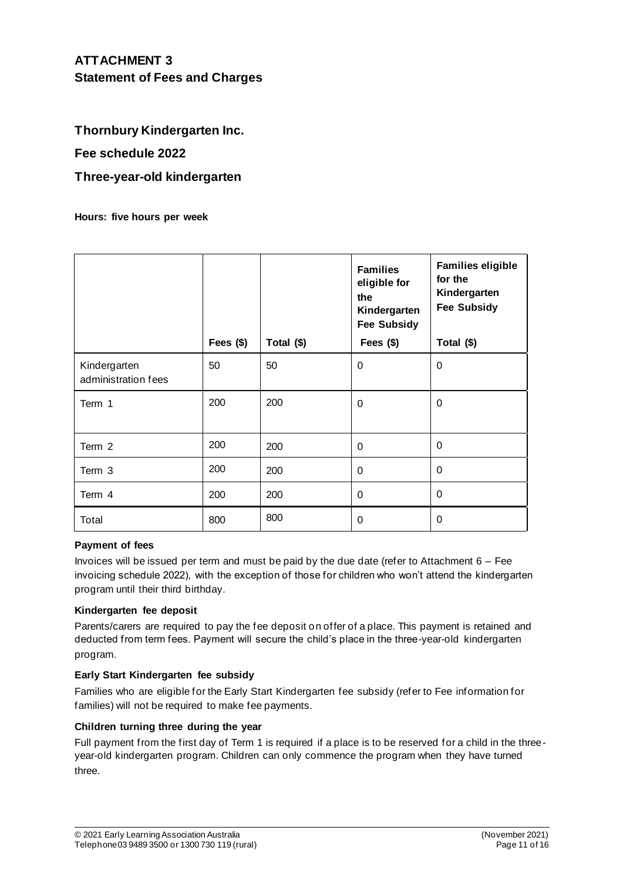## ATTACHMENT 3

## Statement of Fees and Charges

### Thornbury Kindergarten Inc.

### Fee schedule 2022

### Three-year-old kindergarten

**Hours: five hours per week**

| | | | **Families eligible for the Kindergarten Fee Subsidy** | **Families eligible for the Kindergarten Fee Subsidy** |
|---|---|---|---|---|
| | **Fees ($)** | **Total ($)** | **Fees ($)** | **Total ($)** |
| Kindergarten administration fees | 50 | 50 | 0 | 0 |
| Term 1 | 200 | 200 | 0 | 0 |
| Term 2 | 200 | 200 | 0 | 0 |
| Term 3 | 200 | 200 | 0 | 0 |
| Term 4 | 200 | 200 | 0 | 0 |
| Total | 800 | 800 | 0 | 0 |

**Payment of fees**

Invoices will be issued per term and must be paid by the due date (refer to Attachment 6 – Fee invoicing schedule 2022), with the exception of those for children who won't attend the kindergarten program until their third birthday.

**Kindergarten fee deposit**

Parents/carers are required to pay the fee deposit on offer of a place. This payment is retained and deducted from term fees. Payment will secure the child's place in the three-year-old kindergarten program.

**Early Start Kindergarten fee subsidy**

Families who are eligible for the Early Start Kindergarten fee subsidy (refer to Fee information for families) will not be required to make fee payments.

**Children turning three during the year**

Full payment from the first day of Term 1 is required if a place is to be reserved for a child in the three-year-old kindergarten program. Children can only commence the program when they have turned three.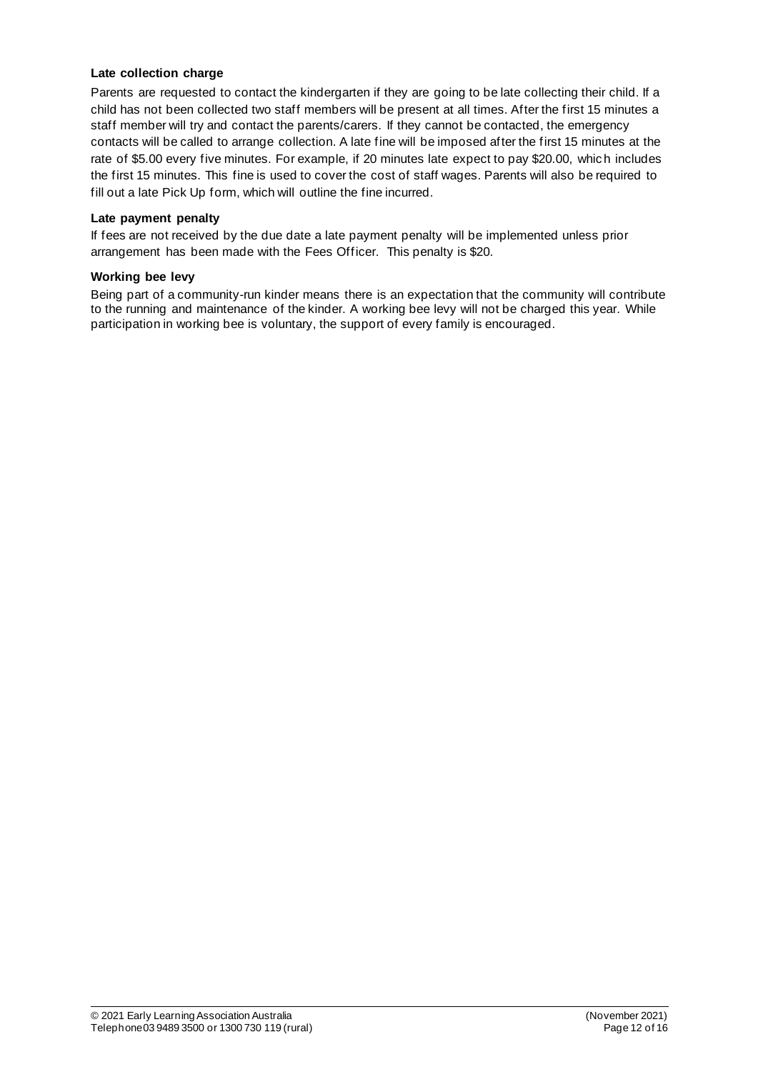**Late collection charge**

Parents are requested to contact the kindergarten if they are going to be late collecting their child. If a child has not been collected two staff members will be present at all times. After the first 15 minutes a staff member will try and contact the parents/carers. If they cannot be contacted, the emergency contacts will be called to arrange collection. A late fine will be imposed after the first 15 minutes at the rate of $5.00 every five minutes. For example, if 20 minutes late expect to pay $20.00, which includes the first 15 minutes. This fine is used to cover the cost of staff wages. Parents will also be required to fill out a late Pick Up form, which will outline the fine incurred.

**Late payment penalty**

If fees are not received by the due date a late payment penalty will be implemented unless prior arrangement has been made with the Fees Officer. This penalty is $20.

**Working bee levy**

Being part of a community-run kinder means there is an expectation that the community will contribute to the running and maintenance of the kinder. A working bee levy will not be charged this year. While participation in working bee is voluntary, the support of every family is encouraged.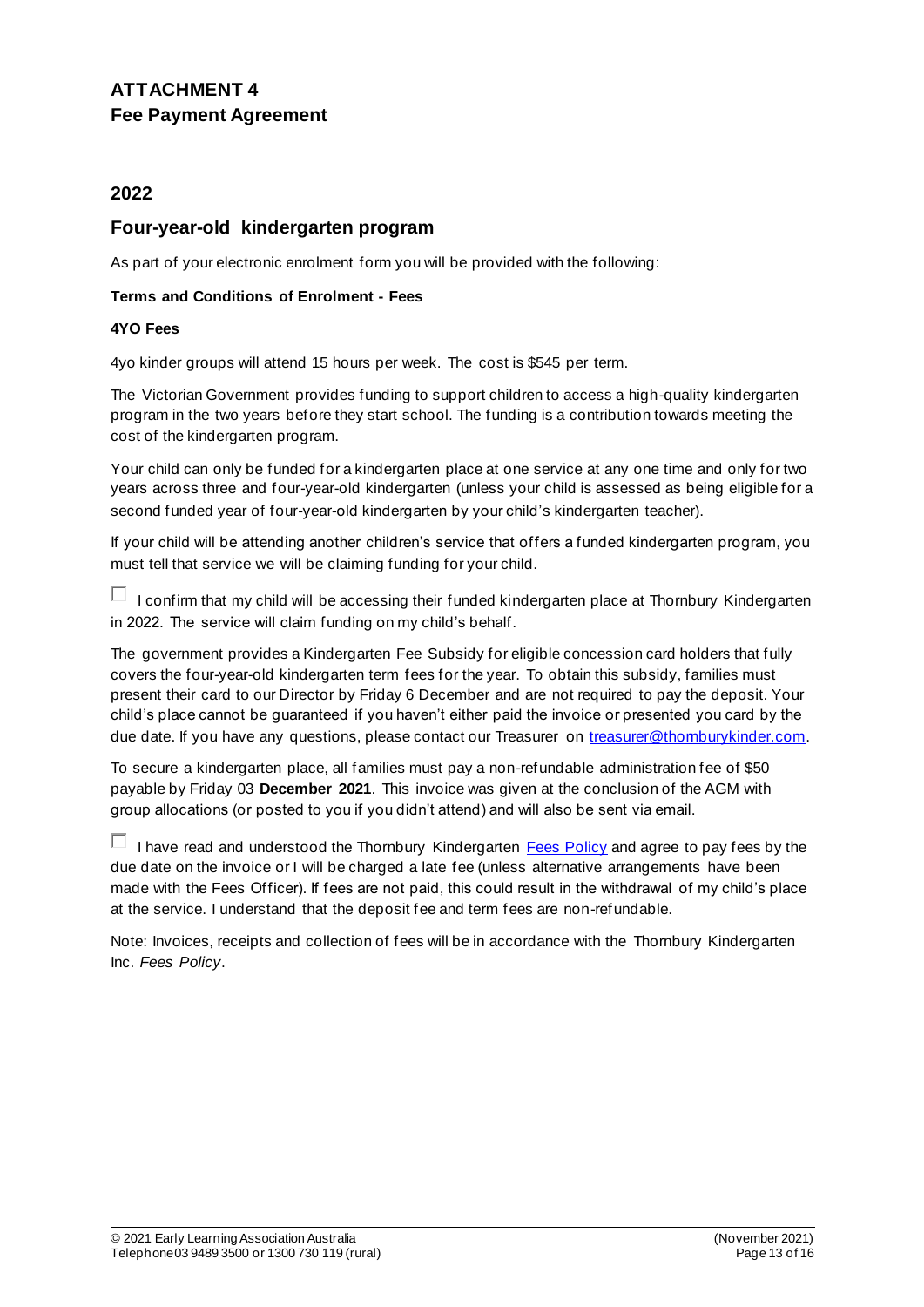## ATTACHMENT 4
## Fee Payment Agreement

### 2022

### Four-year-old kindergarten program

As part of your electronic enrolment form you will be provided with the following:

**Terms and Conditions of Enrolment - Fees**

**4YO Fees**

4yo kinder groups will attend 15 hours per week. The cost is $545 per term.

The Victorian Government provides funding to support children to access a high-quality kindergarten program in the two years before they start school. The funding is a contribution towards meeting the cost of the kindergarten program.

Your child can only be funded for a kindergarten place at one service at any one time and only for two years across three and four-year-old kindergarten (unless your child is assessed as being eligible for a second funded year of four-year-old kindergarten by your child's kindergarten teacher).

If your child will be attending another children's service that offers a funded kindergarten program, you must tell that service we will be claiming funding for your child.

☐ I confirm that my child will be accessing their funded kindergarten place at Thornbury Kindergarten in 2022. The service will claim funding on my child's behalf.

The government provides a Kindergarten Fee Subsidy for eligible concession card holders that fully covers the four-year-old kindergarten term fees for the year. To obtain this subsidy, families must present their card to our Director by Friday 6 December and are not required to pay the deposit. Your child's place cannot be guaranteed if you haven't either paid the invoice or presented you card by the due date. If you have any questions, please contact our Treasurer on treasurer@thornburykinder.com.

To secure a kindergarten place, all families must pay a non-refundable administration fee of $50 payable by Friday 03 **December 2021**. This invoice was given at the conclusion of the AGM with group allocations (or posted to you if you didn't attend) and will also be sent via email.

☐ I have read and understood the Thornbury Kindergarten Fees Policy and agree to pay fees by the due date on the invoice or I will be charged a late fee (unless alternative arrangements have been made with the Fees Officer). If fees are not paid, this could result in the withdrawal of my child's place at the service. I understand that the deposit fee and term fees are non-refundable.

Note: Invoices, receipts and collection of fees will be in accordance with the Thornbury Kindergarten Inc. *Fees Policy*.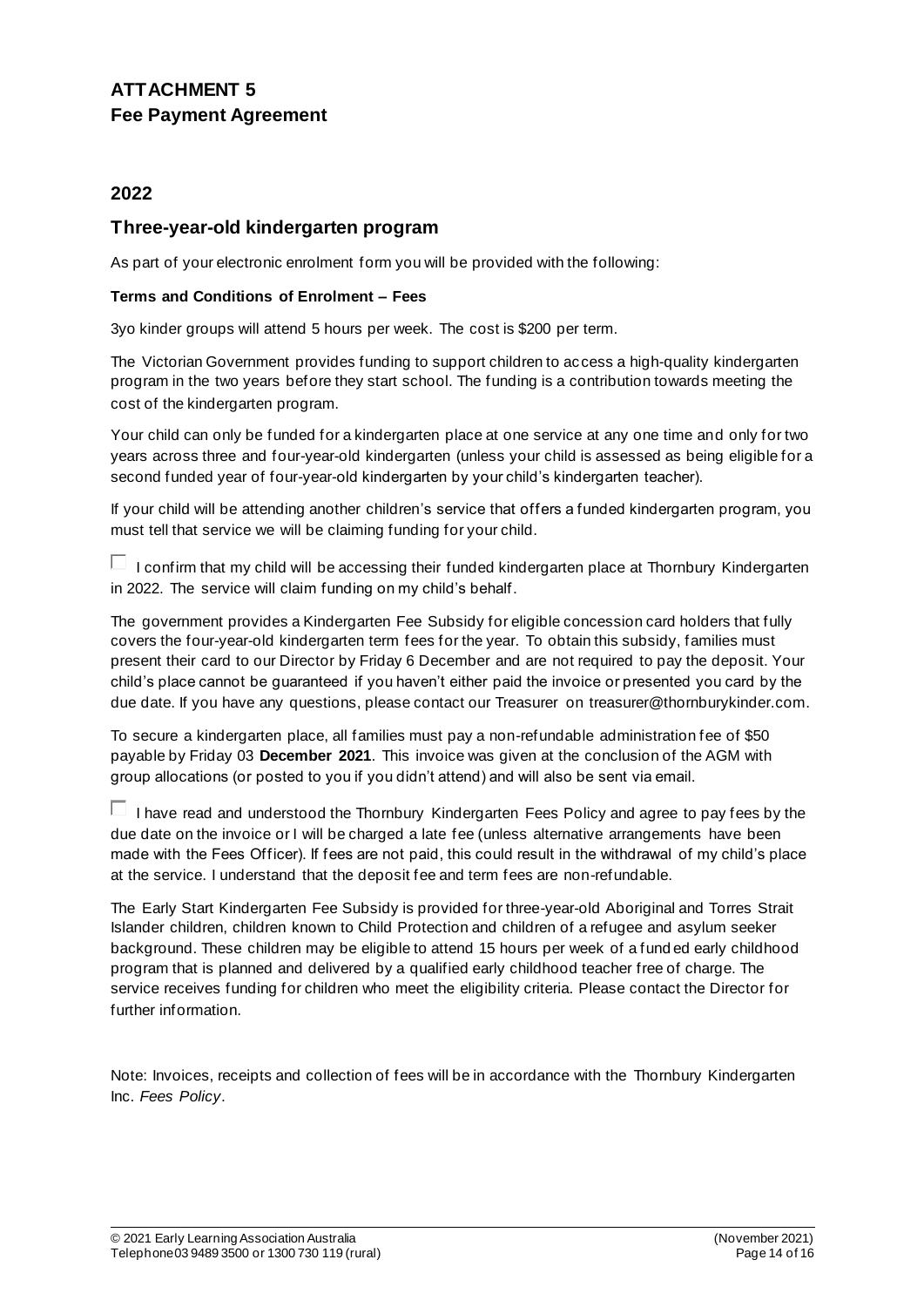# ATTACHMENT 5

## Fee Payment Agreement

## 2022

### Three-year-old kindergarten program

As part of your electronic enrolment form you will be provided with the following:

**Terms and Conditions of Enrolment – Fees**

3yo kinder groups will attend 5 hours per week. The cost is $200 per term.

The Victorian Government provides funding to support children to access a high-quality kindergarten program in the two years before they start school. The funding is a contribution towards meeting the cost of the kindergarten program.

Your child can only be funded for a kindergarten place at one service at any one time and only for two years across three and four-year-old kindergarten (unless your child is assessed as being eligible for a second funded year of four-year-old kindergarten by your child's kindergarten teacher).

If your child will be attending another children's service that offers a funded kindergarten program, you must tell that service we will be claiming funding for your child.

☐ I confirm that my child will be accessing their funded kindergarten place at Thornbury Kindergarten in 2022. The service will claim funding on my child's behalf.

The government provides a Kindergarten Fee Subsidy for eligible concession card holders that fully covers the four-year-old kindergarten term fees for the year. To obtain this subsidy, families must present their card to our Director by Friday 6 December and are not required to pay the deposit. Your child's place cannot be guaranteed if you haven't either paid the invoice or presented you card by the due date. If you have any questions, please contact our Treasurer on treasurer@thornburykinder.com.

To secure a kindergarten place, all families must pay a non-refundable administration fee of $50 payable by Friday 03 **December 2021**. This invoice was given at the conclusion of the AGM with group allocations (or posted to you if you didn't attend) and will also be sent via email.

☐ I have read and understood the Thornbury Kindergarten Fees Policy and agree to pay fees by the due date on the invoice or I will be charged a late fee (unless alternative arrangements have been made with the Fees Officer). If fees are not paid, this could result in the withdrawal of my child's place at the service. I understand that the deposit fee and term fees are non-refundable.

The Early Start Kindergarten Fee Subsidy is provided for three-year-old Aboriginal and Torres Strait Islander children, children known to Child Protection and children of a refugee and asylum seeker background. These children may be eligible to attend 15 hours per week of a funded early childhood program that is planned and delivered by a qualified early childhood teacher free of charge. The service receives funding for children who meet the eligibility criteria. Please contact the Director for further information.

Note: Invoices, receipts and collection of fees will be in accordance with the Thornbury Kindergarten Inc. *Fees Policy*.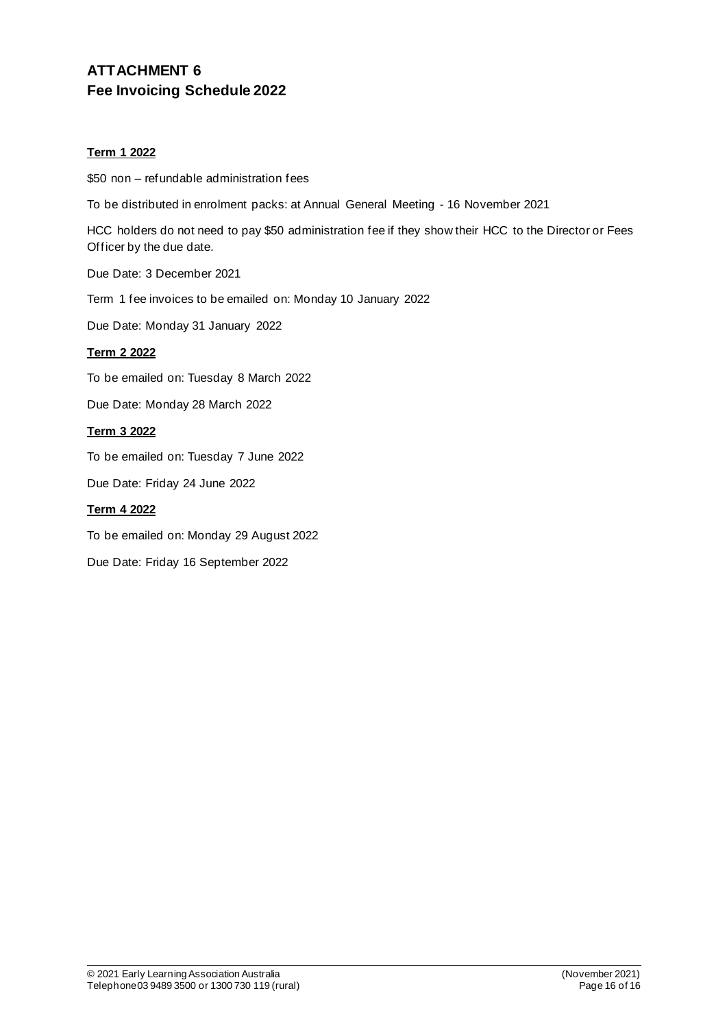# ATTACHMENT 6
# Fee Invoicing Schedule 2022

**Term 1 2022**

$50 non – refundable administration fees

To be distributed in enrolment packs: at Annual General Meeting - 16 November 2021

HCC holders do not need to pay $50 administration fee if they show their HCC to the Director or Fees Officer by the due date.

Due Date: 3 December 2021

Term 1 fee invoices to be emailed on: Monday 10 January 2022

Due Date: Monday 31 January 2022

**Term 2 2022**

To be emailed on: Tuesday 8 March 2022

Due Date: Monday 28 March 2022

**Term 3 2022**

To be emailed on: Tuesday 7 June 2022

Due Date: Friday 24 June 2022

**Term 4 2022**

To be emailed on: Monday 29 August 2022

Due Date: Friday 16 September 2022